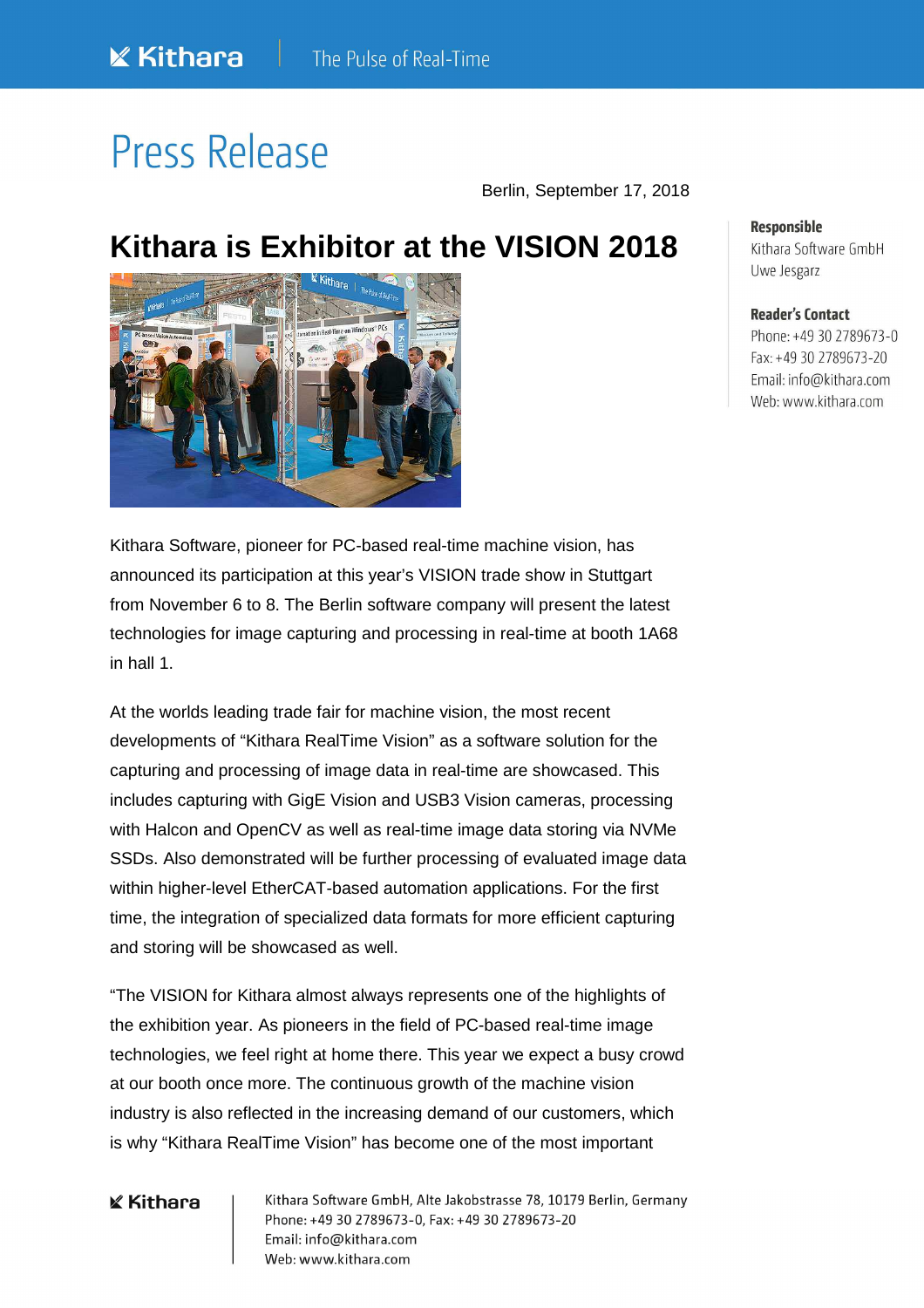# Press Release

Berlin, September 17, 2018

## Kithara is Exhibitor at the VISION 2018

**Responsible**
Kithara Software GmbH
Uwe Jesgarz

**Reader's Contact**
Phone: +49 30 2789673-0
Fax: +49 30 2789673-20
Email: info@kithara.com
Web: www.kithara.com

Kithara Software, pioneer for PC-based real-time machine vision, has announced its participation at this year's VISION trade show in Stuttgart from November 6 to 8. The Berlin software company will present the latest technologies for image capturing and processing in real-time at booth 1A68 in hall 1.

At the worlds leading trade fair for machine vision, the most recent developments of "Kithara RealTime Vision" as a software solution for the capturing and processing of image data in real-time are showcased. This includes capturing with GigE Vision and USB3 Vision cameras, processing with Halcon and OpenCV as well as real-time image data storing via NVMe SSDs. Also demonstrated will be further processing of evaluated image data within higher-level EtherCAT-based automation applications. For the first time, the integration of specialized data formats for more efficient capturing and storing will be showcased as well.

"The VISION for Kithara almost always represents one of the highlights of the exhibition year. As pioneers in the field of PC-based real-time image technologies, we feel right at home there. This year we expect a busy crowd at our booth once more. The continuous growth of the machine vision industry is also reflected in the increasing demand of our customers, which is why "Kithara RealTime Vision" has become one of the most important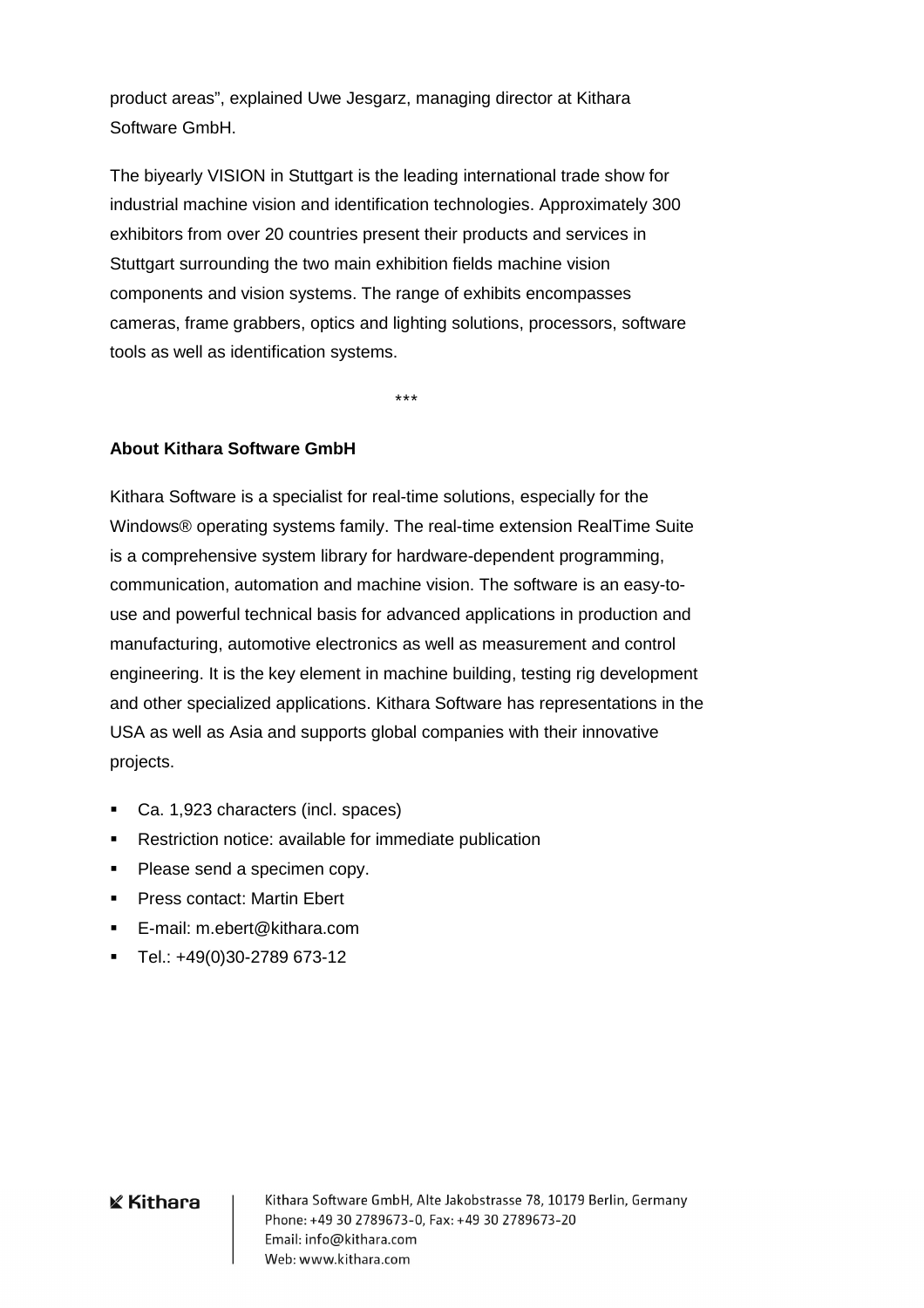product areas", explained Uwe Jesgarz, managing director at Kithara Software GmbH.

The biyearly VISION in Stuttgart is the leading international trade show for industrial machine vision and identification technologies. Approximately 300 exhibitors from over 20 countries present their products and services in Stuttgart surrounding the two main exhibition fields machine vision components and vision systems. The range of exhibits encompasses cameras, frame grabbers, optics and lighting solutions, processors, software tools as well as identification systems.

***

**About Kithara Software GmbH**

Kithara Software is a specialist for real-time solutions, especially for the Windows® operating systems family. The real-time extension RealTime Suite is a comprehensive system library for hardware-dependent programming, communication, automation and machine vision. The software is an easy-to-use and powerful technical basis for advanced applications in production and manufacturing, automotive electronics as well as measurement and control engineering. It is the key element in machine building, testing rig development and other specialized applications. Kithara Software has representations in the USA as well as Asia and supports global companies with their innovative projects.

- Ca. 1,923 characters (incl. spaces)
- Restriction notice: available for immediate publication
- Please send a specimen copy.
- Press contact: Martin Ebert
- E-mail: m.ebert@kithara.com
- Tel.: +49(0)30-2789 673-12

Kithara

Kithara Software GmbH, Alte Jakobstrasse 78, 10179 Berlin, Germany
Phone: +49 30 2789673-0, Fax: +49 30 2789673-20
Email: info@kithara.com
Web: www.kithara.com